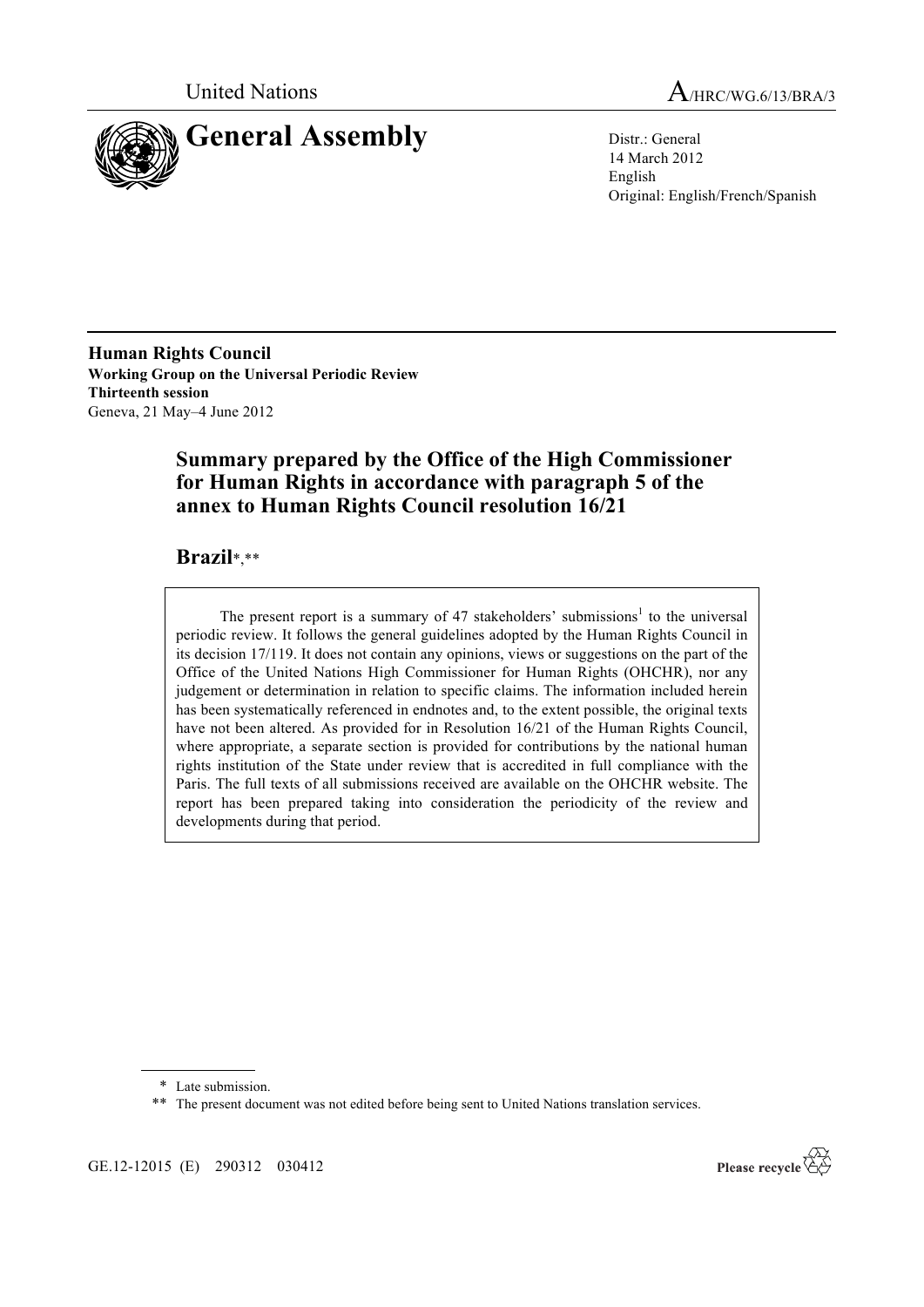United Nations

A/HRC/WG.6/13/BRA/3

# General Assembly

Distr.: General
14 March 2012
English
Original: English/French/Spanish

**Human Rights Council**
**Working Group on the Universal Periodic Review**
**Thirteenth session**
Geneva, 21 May–4 June 2012

## Summary prepared by the Office of the High Commissioner for Human Rights in accordance with paragraph 5 of the annex to Human Rights Council resolution 16/21

## Brazil*,**

The present report is a summary of 47 stakeholders' submissions[1] to the universal periodic review. It follows the general guidelines adopted by the Human Rights Council in its decision 17/119. It does not contain any opinions, views or suggestions on the part of the Office of the United Nations High Commissioner for Human Rights (OHCHR), nor any judgement or determination in relation to specific claims. The information included herein has been systematically referenced in endnotes and, to the extent possible, the original texts have not been altered. As provided for in Resolution 16/21 of the Human Rights Council, where appropriate, a separate section is provided for contributions by the national human rights institution of the State under review that is accredited in full compliance with the Paris. The full texts of all submissions received are available on the OHCHR website. The report has been prepared taking into consideration the periodicity of the review and developments during that period.

---

\* Late submission.

\*\* The present document was not edited before being sent to United Nations translation services.

GE.12-12015 (E) 290312 030412

Please recycle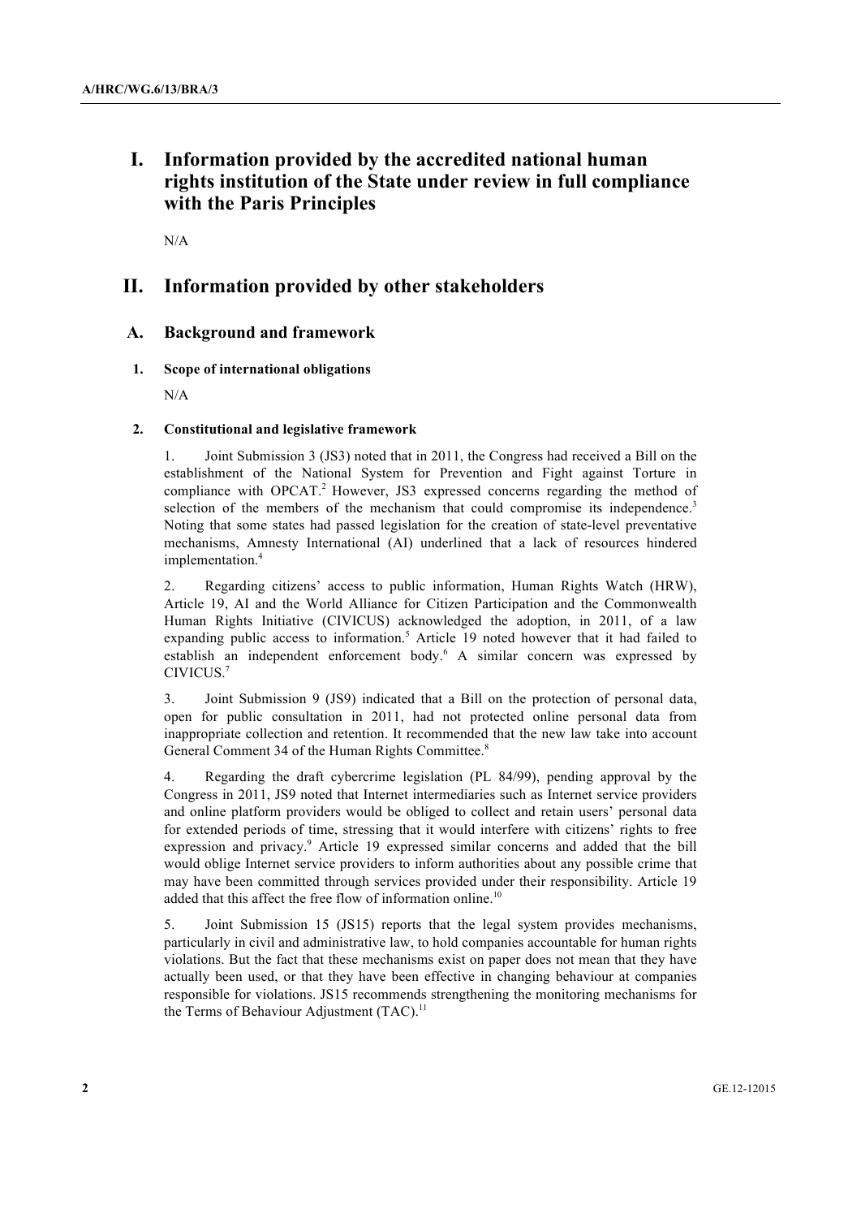# I. Information provided by the accredited national human rights institution of the State under review in full compliance with the Paris Principles

N/A

# II. Information provided by other stakeholders

## A. Background and framework

### 1. Scope of international obligations

N/A

### 2. Constitutional and legislative framework

1. Joint Submission 3 (JS3) noted that in 2011, the Congress had received a Bill on the establishment of the National System for Prevention and Fight against Torture in compliance with OPCAT.[2] However, JS3 expressed concerns regarding the method of selection of the members of the mechanism that could compromise its independence.[3] Noting that some states had passed legislation for the creation of state-level preventative mechanisms, Amnesty International (AI) underlined that a lack of resources hindered implementation.[4]

2. Regarding citizens' access to public information, Human Rights Watch (HRW), Article 19, AI and the World Alliance for Citizen Participation and the Commonwealth Human Rights Initiative (CIVICUS) acknowledged the adoption, in 2011, of a law expanding public access to information.[5] Article 19 noted however that it had failed to establish an independent enforcement body.[6] A similar concern was expressed by CIVICUS.[7]

3. Joint Submission 9 (JS9) indicated that a Bill on the protection of personal data, open for public consultation in 2011, had not protected online personal data from inappropriate collection and retention. It recommended that the new law take into account General Comment 34 of the Human Rights Committee.[8]

4. Regarding the draft cybercrime legislation (PL 84/99), pending approval by the Congress in 2011, JS9 noted that Internet intermediaries such as Internet service providers and online platform providers would be obliged to collect and retain users' personal data for extended periods of time, stressing that it would interfere with citizens' rights to free expression and privacy.[9] Article 19 expressed similar concerns and added that the bill would oblige Internet service providers to inform authorities about any possible crime that may have been committed through services provided under their responsibility. Article 19 added that this affect the free flow of information online.[10]

5. Joint Submission 15 (JS15) reports that the legal system provides mechanisms, particularly in civil and administrative law, to hold companies accountable for human rights violations. But the fact that these mechanisms exist on paper does not mean that they have actually been used, or that they have been effective in changing behaviour at companies responsible for violations. JS15 recommends strengthening the monitoring mechanisms for the Terms of Behaviour Adjustment (TAC).[11]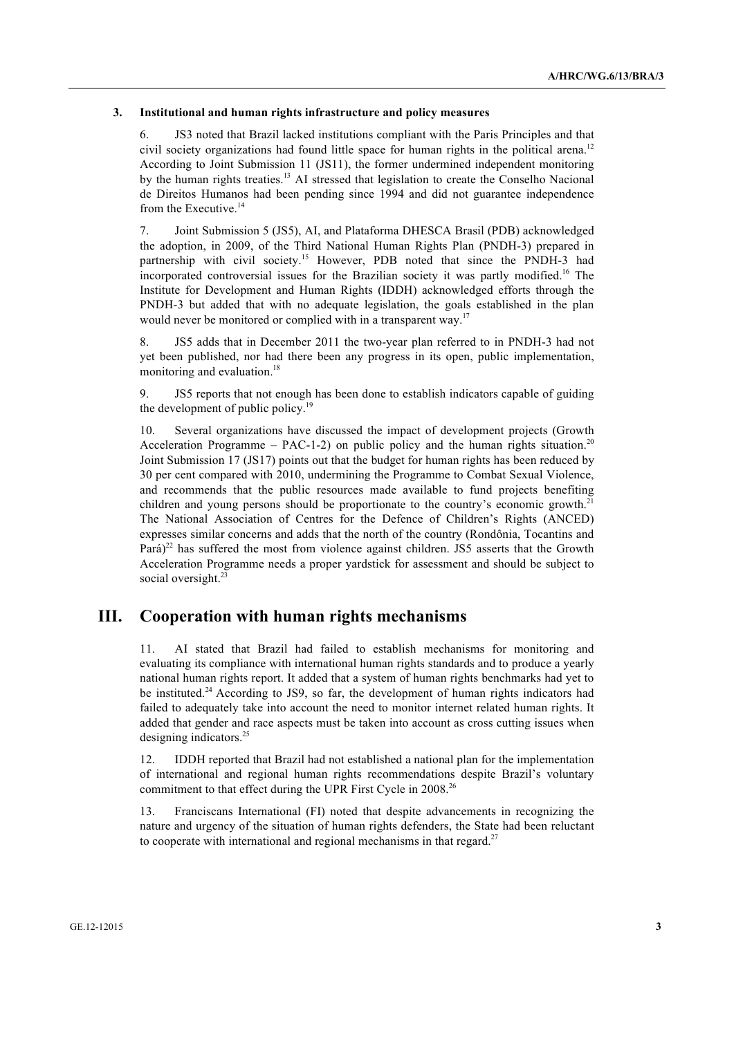### 3. Institutional and human rights infrastructure and policy measures

6. JS3 noted that Brazil lacked institutions compliant with the Paris Principles and that civil society organizations had found little space for human rights in the political arena.[12] According to Joint Submission 11 (JS11), the former undermined independent monitoring by the human rights treaties.[13] AI stressed that legislation to create the Conselho Nacional de Direitos Humanos had been pending since 1994 and did not guarantee independence from the Executive.[14]

7. Joint Submission 5 (JS5), AI, and Plataforma DHESCA Brasil (PDB) acknowledged the adoption, in 2009, of the Third National Human Rights Plan (PNDH-3) prepared in partnership with civil society.[15] However, PDB noted that since the PNDH-3 had incorporated controversial issues for the Brazilian society it was partly modified.[16] The Institute for Development and Human Rights (IDDH) acknowledged efforts through the PNDH-3 but added that with no adequate legislation, the goals established in the plan would never be monitored or complied with in a transparent way.[17]

8. JS5 adds that in December 2011 the two-year plan referred to in PNDH-3 had not yet been published, nor had there been any progress in its open, public implementation, monitoring and evaluation.[18]

9. JS5 reports that not enough has been done to establish indicators capable of guiding the development of public policy.[19]

10. Several organizations have discussed the impact of development projects (Growth Acceleration Programme – PAC-1-2) on public policy and the human rights situation.[20] Joint Submission 17 (JS17) points out that the budget for human rights has been reduced by 30 per cent compared with 2010, undermining the Programme to Combat Sexual Violence, and recommends that the public resources made available to fund projects benefiting children and young persons should be proportionate to the country's economic growth.[21] The National Association of Centres for the Defence of Children's Rights (ANCED) expresses similar concerns and adds that the north of the country (Rondônia, Tocantins and Pará)[22] has suffered the most from violence against children. JS5 asserts that the Growth Acceleration Programme needs a proper yardstick for assessment and should be subject to social oversight.[23]

## III. Cooperation with human rights mechanisms

11. AI stated that Brazil had failed to establish mechanisms for monitoring and evaluating its compliance with international human rights standards and to produce a yearly national human rights report. It added that a system of human rights benchmarks had yet to be instituted.[24] According to JS9, so far, the development of human rights indicators had failed to adequately take into account the need to monitor internet related human rights. It added that gender and race aspects must be taken into account as cross cutting issues when designing indicators.[25]

12. IDDH reported that Brazil had not established a national plan for the implementation of international and regional human rights recommendations despite Brazil's voluntary commitment to that effect during the UPR First Cycle in 2008.[26]

13. Franciscans International (FI) noted that despite advancements in recognizing the nature and urgency of the situation of human rights defenders, the State had been reluctant to cooperate with international and regional mechanisms in that regard.[27]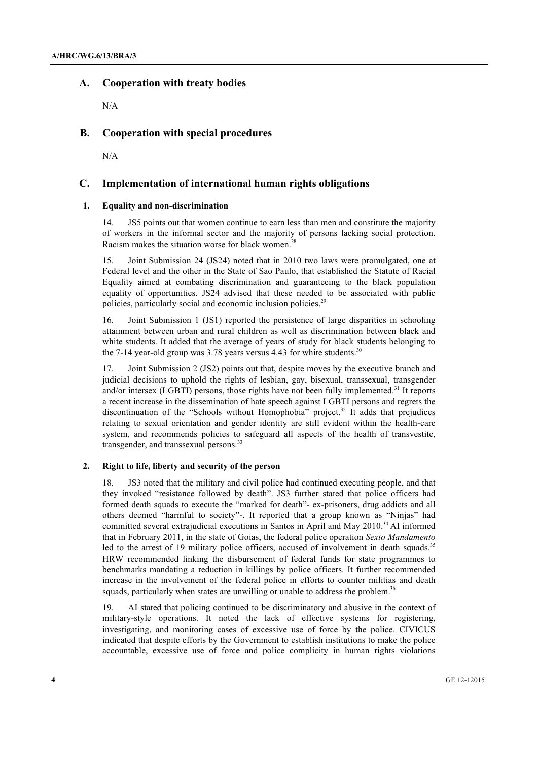## A. Cooperation with treaty bodies

N/A

## B. Cooperation with special procedures

N/A

## C. Implementation of international human rights obligations

### 1. Equality and non-discrimination

14. JS5 points out that women continue to earn less than men and constitute the majority of workers in the informal sector and the majority of persons lacking social protection. Racism makes the situation worse for black women.[28]

15. Joint Submission 24 (JS24) noted that in 2010 two laws were promulgated, one at Federal level and the other in the State of Sao Paulo, that established the Statute of Racial Equality aimed at combating discrimination and guaranteeing to the black population equality of opportunities. JS24 advised that these needed to be associated with public policies, particularly social and economic inclusion policies.[29]

16. Joint Submission 1 (JS1) reported the persistence of large disparities in schooling attainment between urban and rural children as well as discrimination between black and white students. It added that the average of years of study for black students belonging to the 7-14 year-old group was 3.78 years versus 4.43 for white students.[30]

17. Joint Submission 2 (JS2) points out that, despite moves by the executive branch and judicial decisions to uphold the rights of lesbian, gay, bisexual, transsexual, transgender and/or intersex (LGBTI) persons, those rights have not been fully implemented.[31] It reports a recent increase in the dissemination of hate speech against LGBTI persons and regrets the discontinuation of the "Schools without Homophobia" project.[32] It adds that prejudices relating to sexual orientation and gender identity are still evident within the health-care system, and recommends policies to safeguard all aspects of the health of transvestite, transgender, and transsexual persons.[33]

### 2. Right to life, liberty and security of the person

18. JS3 noted that the military and civil police had continued executing people, and that they invoked "resistance followed by death". JS3 further stated that police officers had formed death squads to execute the "marked for death"- ex-prisoners, drug addicts and all others deemed "harmful to society"-. It reported that a group known as "Ninjas" had committed several extrajudicial executions in Santos in April and May 2010.[34] AI informed that in February 2011, in the state of Goias, the federal police operation *Sexto Mandamento* led to the arrest of 19 military police officers, accused of involvement in death squads.[35] HRW recommended linking the disbursement of federal funds for state programmes to benchmarks mandating a reduction in killings by police officers. It further recommended increase in the involvement of the federal police in efforts to counter militias and death squads, particularly when states are unwilling or unable to address the problem.[36]

19. AI stated that policing continued to be discriminatory and abusive in the context of military-style operations. It noted the lack of effective systems for registering, investigating, and monitoring cases of excessive use of force by the police. CIVICUS indicated that despite efforts by the Government to establish institutions to make the police accountable, excessive use of force and police complicity in human rights violations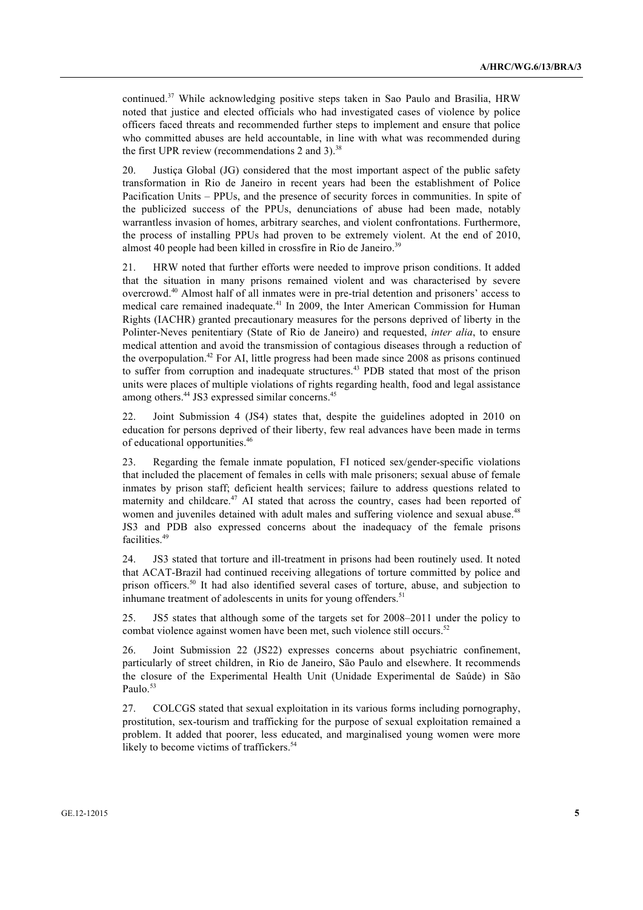continued.[37] While acknowledging positive steps taken in Sao Paulo and Brasilia, HRW noted that justice and elected officials who had investigated cases of violence by police officers faced threats and recommended further steps to implement and ensure that police who committed abuses are held accountable, in line with what was recommended during the first UPR review (recommendations 2 and 3).[38]

20. Justiça Global (JG) considered that the most important aspect of the public safety transformation in Rio de Janeiro in recent years had been the establishment of Police Pacification Units – PPUs, and the presence of security forces in communities. In spite of the publicized success of the PPUs, denunciations of abuse had been made, notably warrantless invasion of homes, arbitrary searches, and violent confrontations. Furthermore, the process of installing PPUs had proven to be extremely violent. At the end of 2010, almost 40 people had been killed in crossfire in Rio de Janeiro.[39]

21. HRW noted that further efforts were needed to improve prison conditions. It added that the situation in many prisons remained violent and was characterised by severe overcrowd.[40] Almost half of all inmates were in pre-trial detention and prisoners' access to medical care remained inadequate.[41] In 2009, the Inter American Commission for Human Rights (IACHR) granted precautionary measures for the persons deprived of liberty in the Polinter-Neves penitentiary (State of Rio de Janeiro) and requested, *inter alia*, to ensure medical attention and avoid the transmission of contagious diseases through a reduction of the overpopulation.[42] For AI, little progress had been made since 2008 as prisons continued to suffer from corruption and inadequate structures.[43] PDB stated that most of the prison units were places of multiple violations of rights regarding health, food and legal assistance among others.[44] JS3 expressed similar concerns.[45]

22. Joint Submission 4 (JS4) states that, despite the guidelines adopted in 2010 on education for persons deprived of their liberty, few real advances have been made in terms of educational opportunities.[46]

23. Regarding the female inmate population, FI noticed sex/gender-specific violations that included the placement of females in cells with male prisoners; sexual abuse of female inmates by prison staff; deficient health services; failure to address questions related to maternity and childcare.[47] AI stated that across the country, cases had been reported of women and juveniles detained with adult males and suffering violence and sexual abuse.[48] JS3 and PDB also expressed concerns about the inadequacy of the female prisons facilities.[49]

24. JS3 stated that torture and ill-treatment in prisons had been routinely used. It noted that ACAT-Brazil had continued receiving allegations of torture committed by police and prison officers.[50] It had also identified several cases of torture, abuse, and subjection to inhumane treatment of adolescents in units for young offenders.[51]

25. JS5 states that although some of the targets set for 2008–2011 under the policy to combat violence against women have been met, such violence still occurs.[52]

26. Joint Submission 22 (JS22) expresses concerns about psychiatric confinement, particularly of street children, in Rio de Janeiro, São Paulo and elsewhere. It recommends the closure of the Experimental Health Unit (Unidade Experimental de Saúde) in São Paulo.[53]

27. COLCGS stated that sexual exploitation in its various forms including pornography, prostitution, sex-tourism and trafficking for the purpose of sexual exploitation remained a problem. It added that poorer, less educated, and marginalised young women were more likely to become victims of traffickers.[54]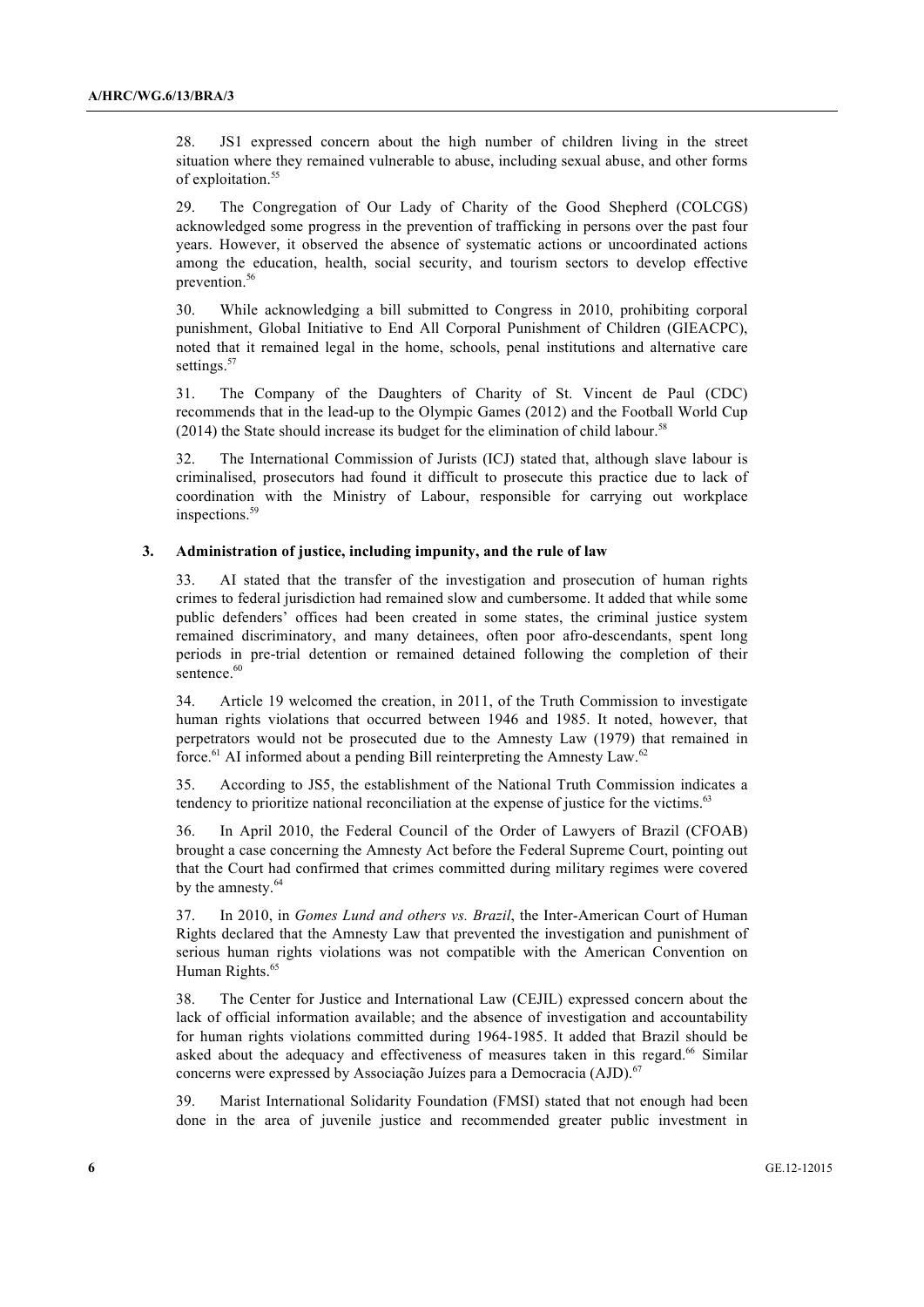28. JS1 expressed concern about the high number of children living in the street situation where they remained vulnerable to abuse, including sexual abuse, and other forms of exploitation.[55]

29. The Congregation of Our Lady of Charity of the Good Shepherd (COLCGS) acknowledged some progress in the prevention of trafficking in persons over the past four years. However, it observed the absence of systematic actions or uncoordinated actions among the education, health, social security, and tourism sectors to develop effective prevention.[56]

30. While acknowledging a bill submitted to Congress in 2010, prohibiting corporal punishment, Global Initiative to End All Corporal Punishment of Children (GIEACPC), noted that it remained legal in the home, schools, penal institutions and alternative care settings.[57]

31. The Company of the Daughters of Charity of St. Vincent de Paul (CDC) recommends that in the lead-up to the Olympic Games (2012) and the Football World Cup (2014) the State should increase its budget for the elimination of child labour.[58]

32. The International Commission of Jurists (ICJ) stated that, although slave labour is criminalised, prosecutors had found it difficult to prosecute this practice due to lack of coordination with the Ministry of Labour, responsible for carrying out workplace inspections.[59]

### 3. Administration of justice, including impunity, and the rule of law

33. AI stated that the transfer of the investigation and prosecution of human rights crimes to federal jurisdiction had remained slow and cumbersome. It added that while some public defenders' offices had been created in some states, the criminal justice system remained discriminatory, and many detainees, often poor afro-descendants, spent long periods in pre-trial detention or remained detained following the completion of their sentence.[60]

34. Article 19 welcomed the creation, in 2011, of the Truth Commission to investigate human rights violations that occurred between 1946 and 1985. It noted, however, that perpetrators would not be prosecuted due to the Amnesty Law (1979) that remained in force.[61] AI informed about a pending Bill reinterpreting the Amnesty Law.[62]

35. According to JS5, the establishment of the National Truth Commission indicates a tendency to prioritize national reconciliation at the expense of justice for the victims.[63]

36. In April 2010, the Federal Council of the Order of Lawyers of Brazil (CFOAB) brought a case concerning the Amnesty Act before the Federal Supreme Court, pointing out that the Court had confirmed that crimes committed during military regimes were covered by the amnesty.[64]

37. In 2010, in *Gomes Lund and others vs. Brazil*, the Inter-American Court of Human Rights declared that the Amnesty Law that prevented the investigation and punishment of serious human rights violations was not compatible with the American Convention on Human Rights.[65]

38. The Center for Justice and International Law (CEJIL) expressed concern about the lack of official information available; and the absence of investigation and accountability for human rights violations committed during 1964-1985. It added that Brazil should be asked about the adequacy and effectiveness of measures taken in this regard.[66] Similar concerns were expressed by Associação Juízes para a Democracia (AJD).[67]

39. Marist International Solidarity Foundation (FMSI) stated that not enough had been done in the area of juvenile justice and recommended greater public investment in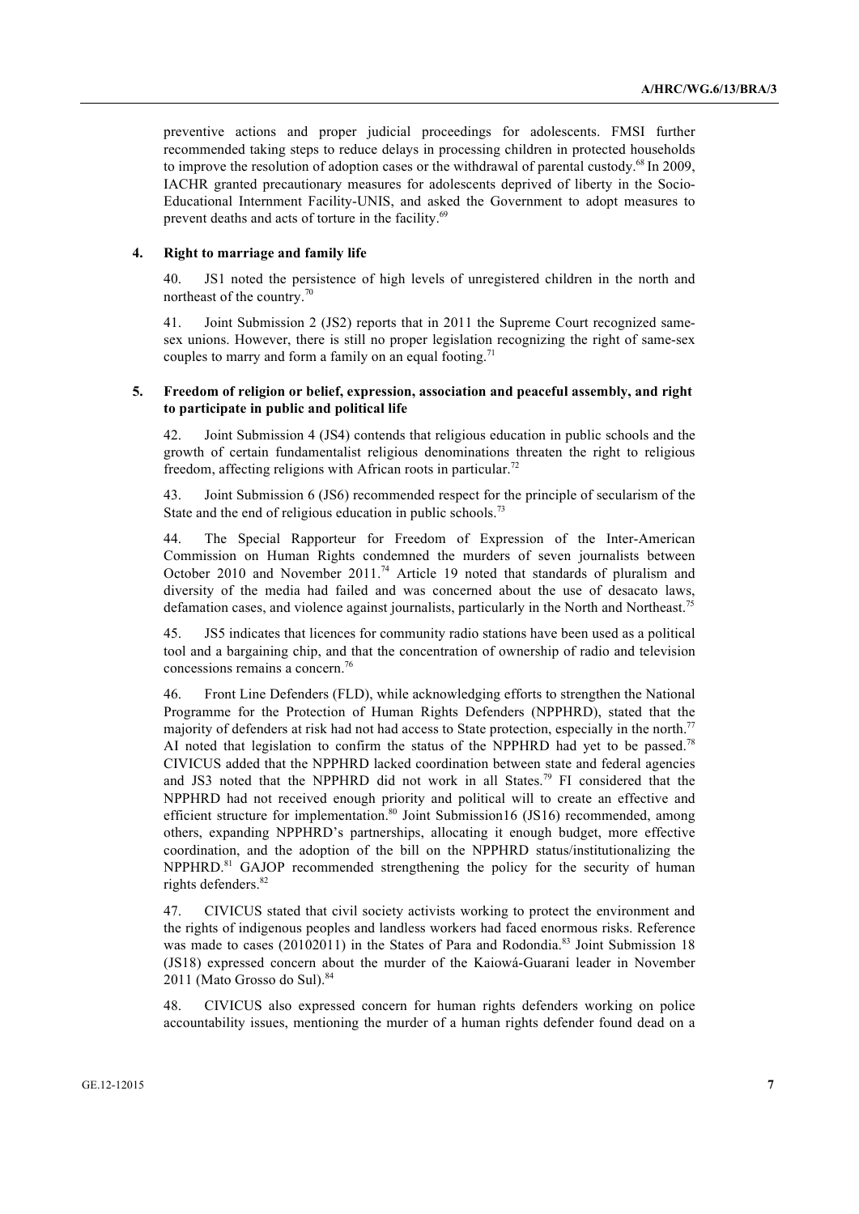preventive actions and proper judicial proceedings for adolescents. FMSI further recommended taking steps to reduce delays in processing children in protected households to improve the resolution of adoption cases or the withdrawal of parental custody.[68] In 2009, IACHR granted precautionary measures for adolescents deprived of liberty in the Socio-Educational Internment Facility-UNIS, and asked the Government to adopt measures to prevent deaths and acts of torture in the facility.[69]

### 4. Right to marriage and family life

40. JS1 noted the persistence of high levels of unregistered children in the north and northeast of the country.[70]

41. Joint Submission 2 (JS2) reports that in 2011 the Supreme Court recognized same-sex unions. However, there is still no proper legislation recognizing the right of same-sex couples to marry and form a family on an equal footing.[71]

### 5. Freedom of religion or belief, expression, association and peaceful assembly, and right to participate in public and political life

42. Joint Submission 4 (JS4) contends that religious education in public schools and the growth of certain fundamentalist religious denominations threaten the right to religious freedom, affecting religions with African roots in particular.[72]

43. Joint Submission 6 (JS6) recommended respect for the principle of secularism of the State and the end of religious education in public schools.[73]

44. The Special Rapporteur for Freedom of Expression of the Inter-American Commission on Human Rights condemned the murders of seven journalists between October 2010 and November 2011.[74] Article 19 noted that standards of pluralism and diversity of the media had failed and was concerned about the use of desacato laws, defamation cases, and violence against journalists, particularly in the North and Northeast.[75]

45. JS5 indicates that licences for community radio stations have been used as a political tool and a bargaining chip, and that the concentration of ownership of radio and television concessions remains a concern.[76]

46. Front Line Defenders (FLD), while acknowledging efforts to strengthen the National Programme for the Protection of Human Rights Defenders (NPPHRD), stated that the majority of defenders at risk had not had access to State protection, especially in the north.[77] AI noted that legislation to confirm the status of the NPPHRD had yet to be passed.[78] CIVICUS added that the NPPHRD lacked coordination between state and federal agencies and JS3 noted that the NPPHRD did not work in all States.[79] FI considered that the NPPHRD had not received enough priority and political will to create an effective and efficient structure for implementation.[80] Joint Submission16 (JS16) recommended, among others, expanding NPPHRD's partnerships, allocating it enough budget, more effective coordination, and the adoption of the bill on the NPPHRD status/institutionalizing the NPPHRD.[81] GAJOP recommended strengthening the policy for the security of human rights defenders.[82]

47. CIVICUS stated that civil society activists working to protect the environment and the rights of indigenous peoples and landless workers had faced enormous risks. Reference was made to cases (20102011) in the States of Para and Rodondia.[83] Joint Submission 18 (JS18) expressed concern about the murder of the Kaiowá-Guarani leader in November 2011 (Mato Grosso do Sul).[84]

48. CIVICUS also expressed concern for human rights defenders working on police accountability issues, mentioning the murder of a human rights defender found dead on a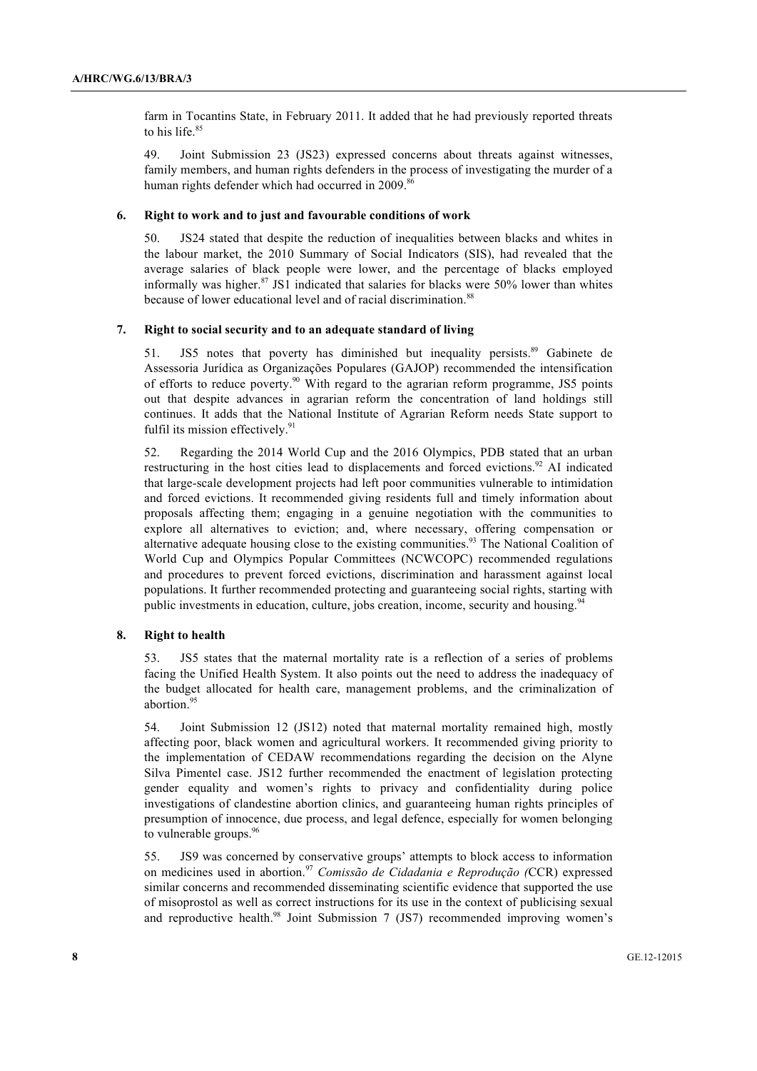farm in Tocantins State, in February 2011. It added that he had previously reported threats to his life.[85]

49. Joint Submission 23 (JS23) expressed concerns about threats against witnesses, family members, and human rights defenders in the process of investigating the murder of a human rights defender which had occurred in 2009.[86]

### 6. Right to work and to just and favourable conditions of work

50. JS24 stated that despite the reduction of inequalities between blacks and whites in the labour market, the 2010 Summary of Social Indicators (SIS), had revealed that the average salaries of black people were lower, and the percentage of blacks employed informally was higher.[87] JS1 indicated that salaries for blacks were 50% lower than whites because of lower educational level and of racial discrimination.[88]

### 7. Right to social security and to an adequate standard of living

51. JS5 notes that poverty has diminished but inequality persists.[89] Gabinete de Assessoria Jurídica as Organizações Populares (GAJOP) recommended the intensification of efforts to reduce poverty.[90] With regard to the agrarian reform programme, JS5 points out that despite advances in agrarian reform the concentration of land holdings still continues. It adds that the National Institute of Agrarian Reform needs State support to fulfil its mission effectively.[91]

52. Regarding the 2014 World Cup and the 2016 Olympics, PDB stated that an urban restructuring in the host cities lead to displacements and forced evictions.[92] AI indicated that large-scale development projects had left poor communities vulnerable to intimidation and forced evictions. It recommended giving residents full and timely information about proposals affecting them; engaging in a genuine negotiation with the communities to explore all alternatives to eviction; and, where necessary, offering compensation or alternative adequate housing close to the existing communities.[93] The National Coalition of World Cup and Olympics Popular Committees (NCWCOPC) recommended regulations and procedures to prevent forced evictions, discrimination and harassment against local populations. It further recommended protecting and guaranteeing social rights, starting with public investments in education, culture, jobs creation, income, security and housing.[94]

### 8. Right to health

53. JS5 states that the maternal mortality rate is a reflection of a series of problems facing the Unified Health System. It also points out the need to address the inadequacy of the budget allocated for health care, management problems, and the criminalization of abortion.[95]

54. Joint Submission 12 (JS12) noted that maternal mortality remained high, mostly affecting poor, black women and agricultural workers. It recommended giving priority to the implementation of CEDAW recommendations regarding the decision on the Alyne Silva Pimentel case. JS12 further recommended the enactment of legislation protecting gender equality and women's rights to privacy and confidentiality during police investigations of clandestine abortion clinics, and guaranteeing human rights principles of presumption of innocence, due process, and legal defence, especially for women belonging to vulnerable groups.[96]

55. JS9 was concerned by conservative groups' attempts to block access to information on medicines used in abortion.[97] *Comissão de Cidadania e Reprodução (*CCR) expressed similar concerns and recommended disseminating scientific evidence that supported the use of misoprostol as well as correct instructions for its use in the context of publicising sexual and reproductive health.[98] Joint Submission 7 (JS7) recommended improving women's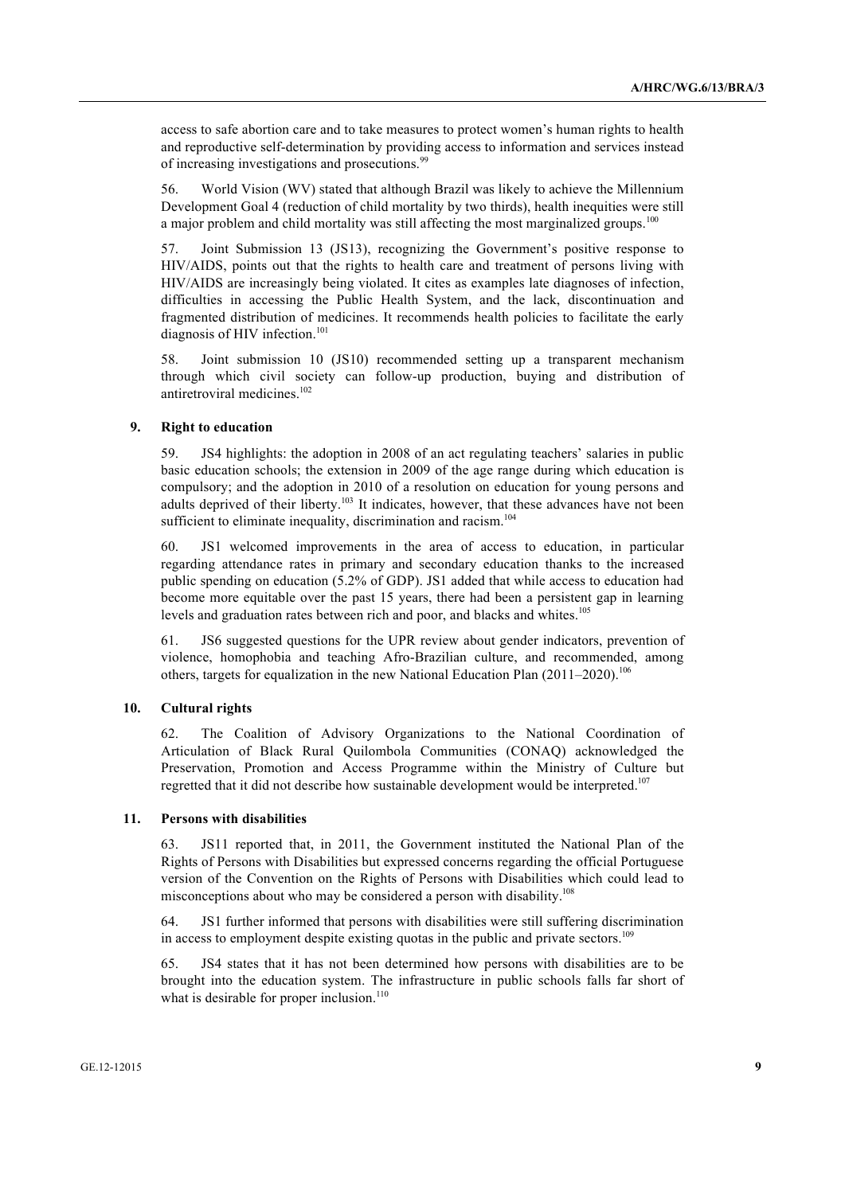access to safe abortion care and to take measures to protect women's human rights to health and reproductive self-determination by providing access to information and services instead of increasing investigations and prosecutions.[99]

56. World Vision (WV) stated that although Brazil was likely to achieve the Millennium Development Goal 4 (reduction of child mortality by two thirds), health inequities were still a major problem and child mortality was still affecting the most marginalized groups.[100]

57. Joint Submission 13 (JS13), recognizing the Government's positive response to HIV/AIDS, points out that the rights to health care and treatment of persons living with HIV/AIDS are increasingly being violated. It cites as examples late diagnoses of infection, difficulties in accessing the Public Health System, and the lack, discontinuation and fragmented distribution of medicines. It recommends health policies to facilitate the early diagnosis of HIV infection.[101]

58. Joint submission 10 (JS10) recommended setting up a transparent mechanism through which civil society can follow-up production, buying and distribution of antiretroviral medicines.[102]

### 9. Right to education

59. JS4 highlights: the adoption in 2008 of an act regulating teachers' salaries in public basic education schools; the extension in 2009 of the age range during which education is compulsory; and the adoption in 2010 of a resolution on education for young persons and adults deprived of their liberty.[103] It indicates, however, that these advances have not been sufficient to eliminate inequality, discrimination and racism.[104]

60. JS1 welcomed improvements in the area of access to education, in particular regarding attendance rates in primary and secondary education thanks to the increased public spending on education (5.2% of GDP). JS1 added that while access to education had become more equitable over the past 15 years, there had been a persistent gap in learning levels and graduation rates between rich and poor, and blacks and whites.[105]

61. JS6 suggested questions for the UPR review about gender indicators, prevention of violence, homophobia and teaching Afro-Brazilian culture, and recommended, among others, targets for equalization in the new National Education Plan (2011–2020).[106]

### 10. Cultural rights

62. The Coalition of Advisory Organizations to the National Coordination of Articulation of Black Rural Quilombola Communities (CONAQ) acknowledged the Preservation, Promotion and Access Programme within the Ministry of Culture but regretted that it did not describe how sustainable development would be interpreted.[107]

### 11. Persons with disabilities

63. JS11 reported that, in 2011, the Government instituted the National Plan of the Rights of Persons with Disabilities but expressed concerns regarding the official Portuguese version of the Convention on the Rights of Persons with Disabilities which could lead to misconceptions about who may be considered a person with disability.[108]

64. JS1 further informed that persons with disabilities were still suffering discrimination in access to employment despite existing quotas in the public and private sectors.[109]

65. JS4 states that it has not been determined how persons with disabilities are to be brought into the education system. The infrastructure in public schools falls far short of what is desirable for proper inclusion.[110]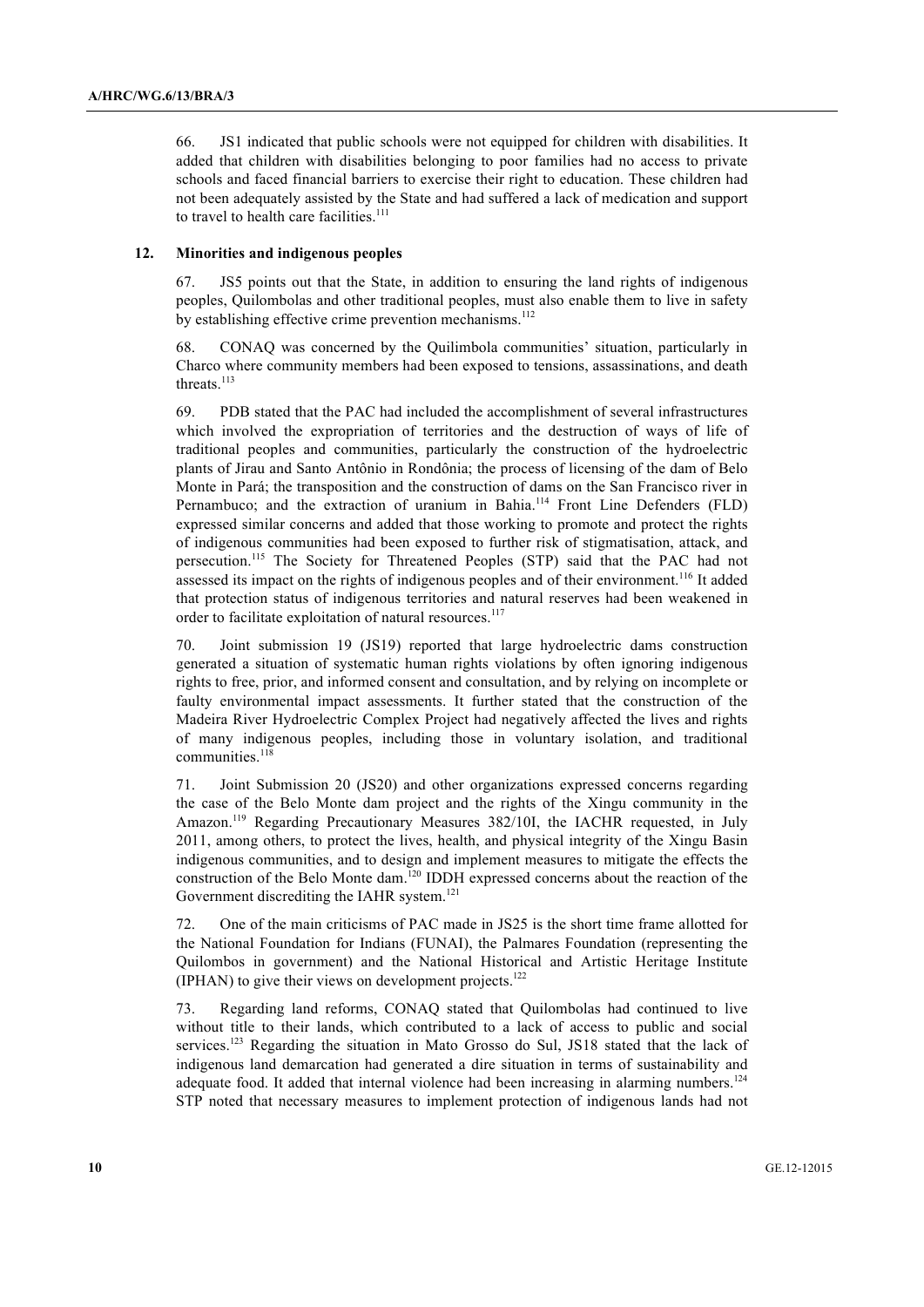66. JS1 indicated that public schools were not equipped for children with disabilities. It added that children with disabilities belonging to poor families had no access to private schools and faced financial barriers to exercise their right to education. These children had not been adequately assisted by the State and had suffered a lack of medication and support to travel to health care facilities.[111]

### 12. Minorities and indigenous peoples

67. JS5 points out that the State, in addition to ensuring the land rights of indigenous peoples, Quilombolas and other traditional peoples, must also enable them to live in safety by establishing effective crime prevention mechanisms.[112]

68. CONAQ was concerned by the Quilimbola communities' situation, particularly in Charco where community members had been exposed to tensions, assassinations, and death threats.[113]

69. PDB stated that the PAC had included the accomplishment of several infrastructures which involved the expropriation of territories and the destruction of ways of life of traditional peoples and communities, particularly the construction of the hydroelectric plants of Jirau and Santo Antônio in Rondônia; the process of licensing of the dam of Belo Monte in Pará; the transposition and the construction of dams on the San Francisco river in Pernambuco; and the extraction of uranium in Bahia.[114] Front Line Defenders (FLD) expressed similar concerns and added that those working to promote and protect the rights of indigenous communities had been exposed to further risk of stigmatisation, attack, and persecution.[115] The Society for Threatened Peoples (STP) said that the PAC had not assessed its impact on the rights of indigenous peoples and of their environment.[116] It added that protection status of indigenous territories and natural reserves had been weakened in order to facilitate exploitation of natural resources.[117]

70. Joint submission 19 (JS19) reported that large hydroelectric dams construction generated a situation of systematic human rights violations by often ignoring indigenous rights to free, prior, and informed consent and consultation, and by relying on incomplete or faulty environmental impact assessments. It further stated that the construction of the Madeira River Hydroelectric Complex Project had negatively affected the lives and rights of many indigenous peoples, including those in voluntary isolation, and traditional communities.[118]

71. Joint Submission 20 (JS20) and other organizations expressed concerns regarding the case of the Belo Monte dam project and the rights of the Xingu community in the Amazon.[119] Regarding Precautionary Measures 382/10I, the IACHR requested, in July 2011, among others, to protect the lives, health, and physical integrity of the Xingu Basin indigenous communities, and to design and implement measures to mitigate the effects the construction of the Belo Monte dam.[120] IDDH expressed concerns about the reaction of the Government discrediting the IAHR system.[121]

72. One of the main criticisms of PAC made in JS25 is the short time frame allotted for the National Foundation for Indians (FUNAI), the Palmares Foundation (representing the Quilombos in government) and the National Historical and Artistic Heritage Institute (IPHAN) to give their views on development projects.[122]

73. Regarding land reforms, CONAQ stated that Quilombolas had continued to live without title to their lands, which contributed to a lack of access to public and social services.[123] Regarding the situation in Mato Grosso do Sul, JS18 stated that the lack of indigenous land demarcation had generated a dire situation in terms of sustainability and adequate food. It added that internal violence had been increasing in alarming numbers.[124] STP noted that necessary measures to implement protection of indigenous lands had not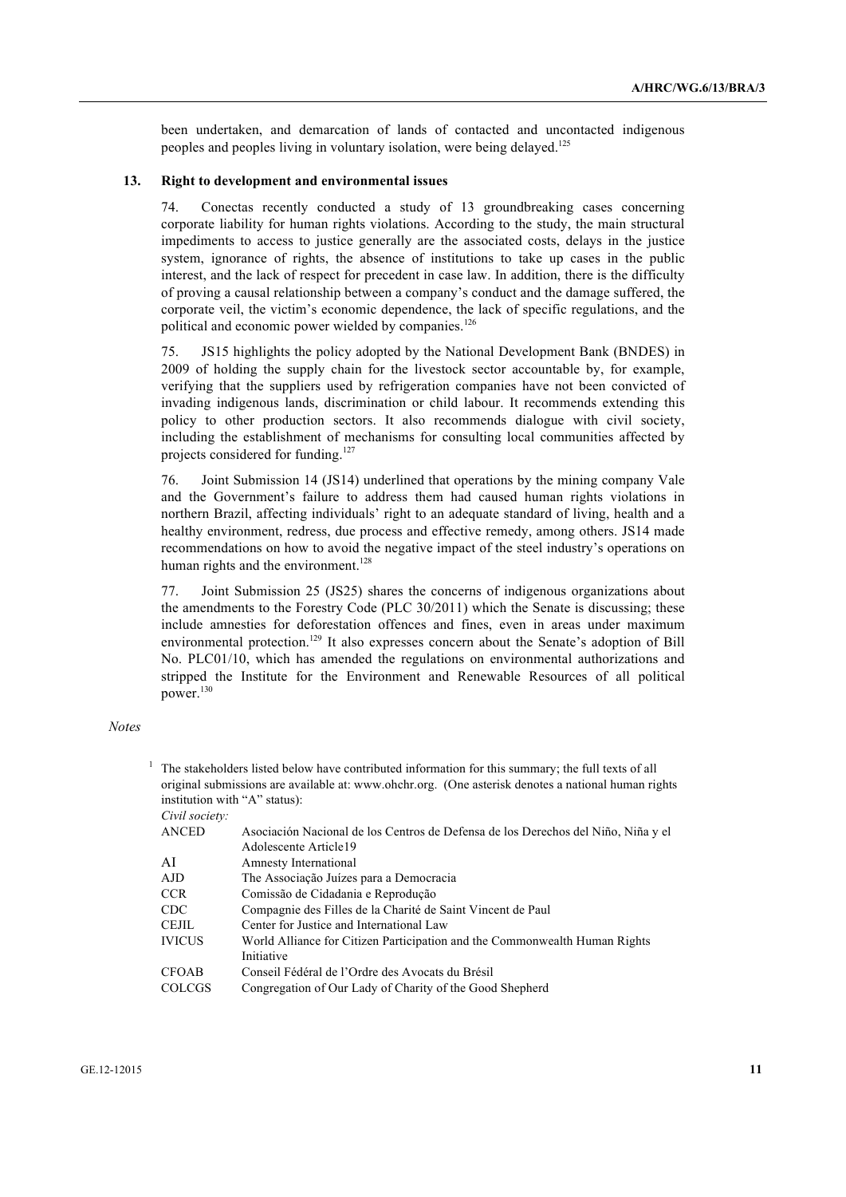been undertaken, and demarcation of lands of contacted and uncontacted indigenous peoples and peoples living in voluntary isolation, were being delayed.[125]

## 13. Right to development and environmental issues

74. Conectas recently conducted a study of 13 groundbreaking cases concerning corporate liability for human rights violations. According to the study, the main structural impediments to access to justice generally are the associated costs, delays in the justice system, ignorance of rights, the absence of institutions to take up cases in the public interest, and the lack of respect for precedent in case law. In addition, there is the difficulty of proving a causal relationship between a company's conduct and the damage suffered, the corporate veil, the victim's economic dependence, the lack of specific regulations, and the political and economic power wielded by companies.[126]

75. JS15 highlights the policy adopted by the National Development Bank (BNDES) in 2009 of holding the supply chain for the livestock sector accountable by, for example, verifying that the suppliers used by refrigeration companies have not been convicted of invading indigenous lands, discrimination or child labour. It recommends extending this policy to other production sectors. It also recommends dialogue with civil society, including the establishment of mechanisms for consulting local communities affected by projects considered for funding.[127]

76. Joint Submission 14 (JS14) underlined that operations by the mining company Vale and the Government's failure to address them had caused human rights violations in northern Brazil, affecting individuals' right to an adequate standard of living, health and a healthy environment, redress, due process and effective remedy, among others. JS14 made recommendations on how to avoid the negative impact of the steel industry's operations on human rights and the environment.[128]

77. Joint Submission 25 (JS25) shares the concerns of indigenous organizations about the amendments to the Forestry Code (PLC 30/2011) which the Senate is discussing; these include amnesties for deforestation offences and fines, even in areas under maximum environmental protection.[129] It also expresses concern about the Senate's adoption of Bill No. PLC01/10, which has amended the regulations on environmental authorizations and stripped the Institute for the Environment and Renewable Resources of all political power.[130]

*Notes*

[1] The stakeholders listed below have contributed information for this summary; the full texts of all original submissions are available at: www.ohchr.org. (One asterisk denotes a national human rights institution with "A" status):

*Civil society:*

| | |
|---|---|
| ANCED | Asociación Nacional de los Centros de Defensa de los Derechos del Niño, Niña y el Adolescente Article19 |
| AI | Amnesty International |
| AJD | The Associação Juízes para a Democracia |
| CCR | Comissão de Cidadania e Reprodução |
| CDC | Compagnie des Filles de la Charité de Saint Vincent de Paul |
| CEJIL | Center for Justice and International Law |
| IVICUS | World Alliance for Citizen Participation and the Commonwealth Human Rights Initiative |
| CFOAB | Conseil Fédéral de l'Ordre des Avocats du Brésil |
| COLCGS | Congregation of Our Lady of Charity of the Good Shepherd |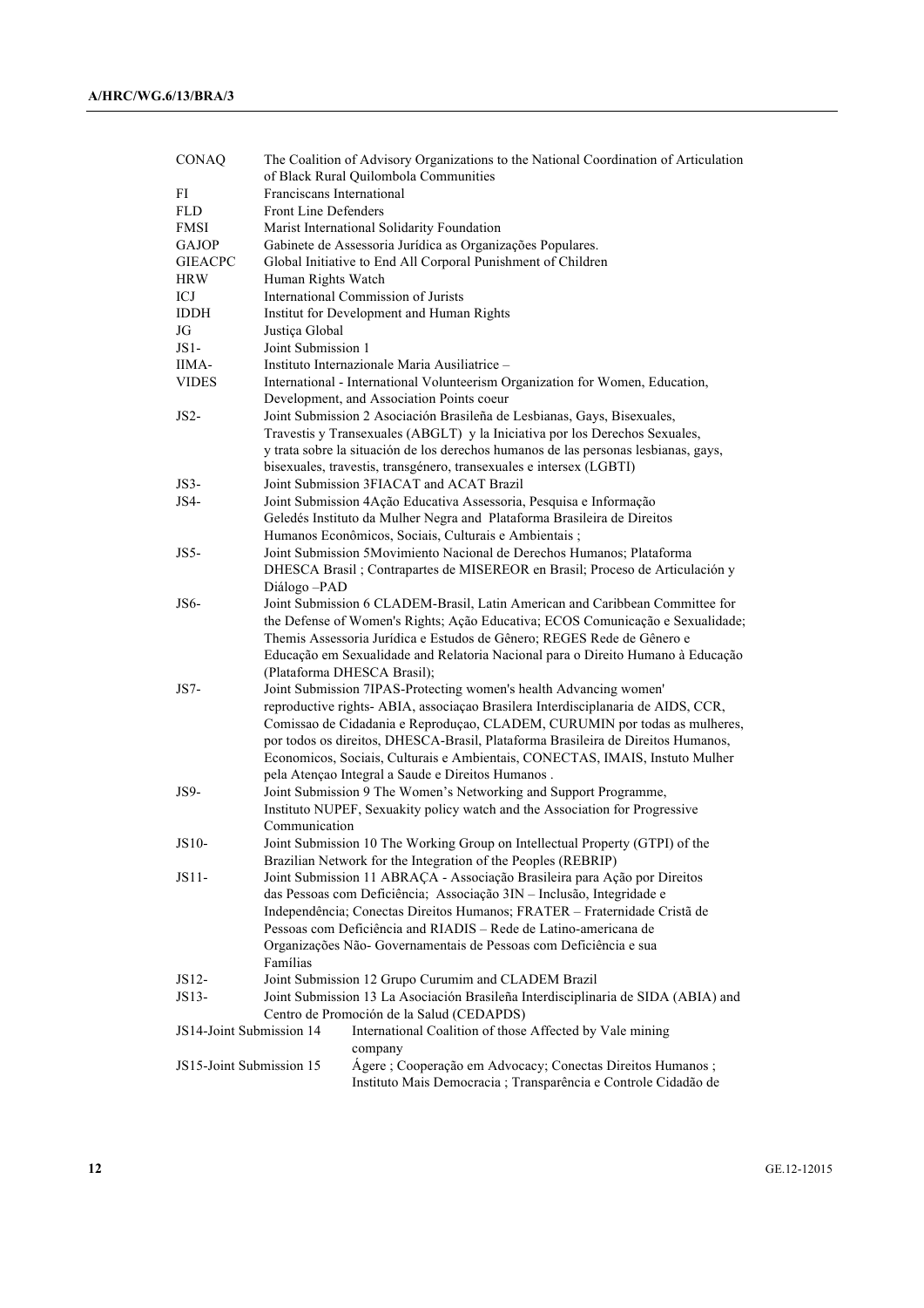| | |
|---|---|
| CONAQ | The Coalition of Advisory Organizations to the National Coordination of Articulation of Black Rural Quilombola Communities |
| FI | Franciscans International |
| FLD | Front Line Defenders |
| FMSI | Marist International Solidarity Foundation |
| GAJOP | Gabinete de Assessoria Jurídica as Organizações Populares. |
| GIEACPC | Global Initiative to End All Corporal Punishment of Children |
| HRW | Human Rights Watch |
| ICJ | International Commission of Jurists |
| IDDH | Institut for Development and Human Rights |
| JG | Justiça Global |
| JS1- | Joint Submission 1 |
| IIMA- | Instituto Internazionale Maria Ausiliatrice – |
| VIDES | International - International Volunteerism Organization for Women, Education, Development, and Association Points coeur |
| JS2- | Joint Submission 2 Asociación Brasileña de Lesbianas, Gays, Bisexuales, Travestis y Transexuales (ABGLT) y la Iniciativa por los Derechos Sexuales, y trata sobre la situación de los derechos humanos de las personas lesbianas, gays, bisexuales, travestis, transgénero, transexuales e intersex (LGBTI) |
| JS3- | Joint Submission 3FIACAT and ACAT Brazil |
| JS4- | Joint Submission 4Ação Educativa Assessoria, Pesquisa e Informação Geledés Instituto da Mulher Negra and Plataforma Brasileira de Direitos Humanos Econômicos, Sociais, Culturais e Ambientais ; |
| JS5- | Joint Submission 5Movimiento Nacional de Derechos Humanos; Plataforma DHESCA Brasil ; Contrapartes de MISEREOR en Brasil; Proceso de Articulación y Diálogo –PAD |
| JS6- | Joint Submission 6 CLADEM-Brasil, Latin American and Caribbean Committee for the Defense of Women's Rights; Ação Educativa; ECOS Comunicação e Sexualidade; Themis Assessoria Jurídica e Estudos de Gênero; REGES Rede de Gênero e Educação em Sexualidade and Relatoria Nacional para o Direito Humano à Educação (Plataforma DHESCA Brasil); |
| JS7- | Joint Submission 7IPAS-Protecting women's health Advancing women' reproductive rights- ABIA, associaçao Brasilera Interdisciplanaria de AIDS, CCR, Comissao de Cidadania e Reproduçao, CLADEM, CURUMIN por todas as mulheres, por todos os direitos, DHESCA-Brasil, Plataforma Brasileira de Direitos Humanos, Economicos, Sociais, Culturais e Ambientais, CONECTAS, IMAIS, Instuto Mulher pela Atençao Integral a Saude e Direitos Humanos . |
| JS9- | Joint Submission 9 The Women's Networking and Support Programme, Instituto NUPEF, Sexuakity policy watch and the Association for Progressive Communication |
| JS10- | Joint Submission 10 The Working Group on Intellectual Property (GTPI) of the Brazilian Network for the Integration of the Peoples (REBRIP) |
| JS11- | Joint Submission 11 ABRAÇA - Associação Brasileira para Ação por Direitos das Pessoas com Deficiência; Associação 3IN – Inclusão, Integridade e Independência; Conectas Direitos Humanos; FRATER – Fraternidade Cristã de Pessoas com Deficiência and RIADIS – Rede de Latino-americana de Organizações Não- Governamentais de Pessoas com Deficiência e sua Famílias |
| JS12- | Joint Submission 12 Grupo Curumim and CLADEM Brazil |
| JS13- | Joint Submission 13 La Asociación Brasileña Interdisciplinaria de SIDA (ABIA) and Centro de Promoción de la Salud (CEDAPDS) |
| JS14-Joint Submission 14 | International Coalition of those Affected by Vale mining company |
| JS15-Joint Submission 15 | Ágere ; Cooperação em Advocacy; Conectas Direitos Humanos ; Instituto Mais Democracia ; Transparência e Controle Cidadão de |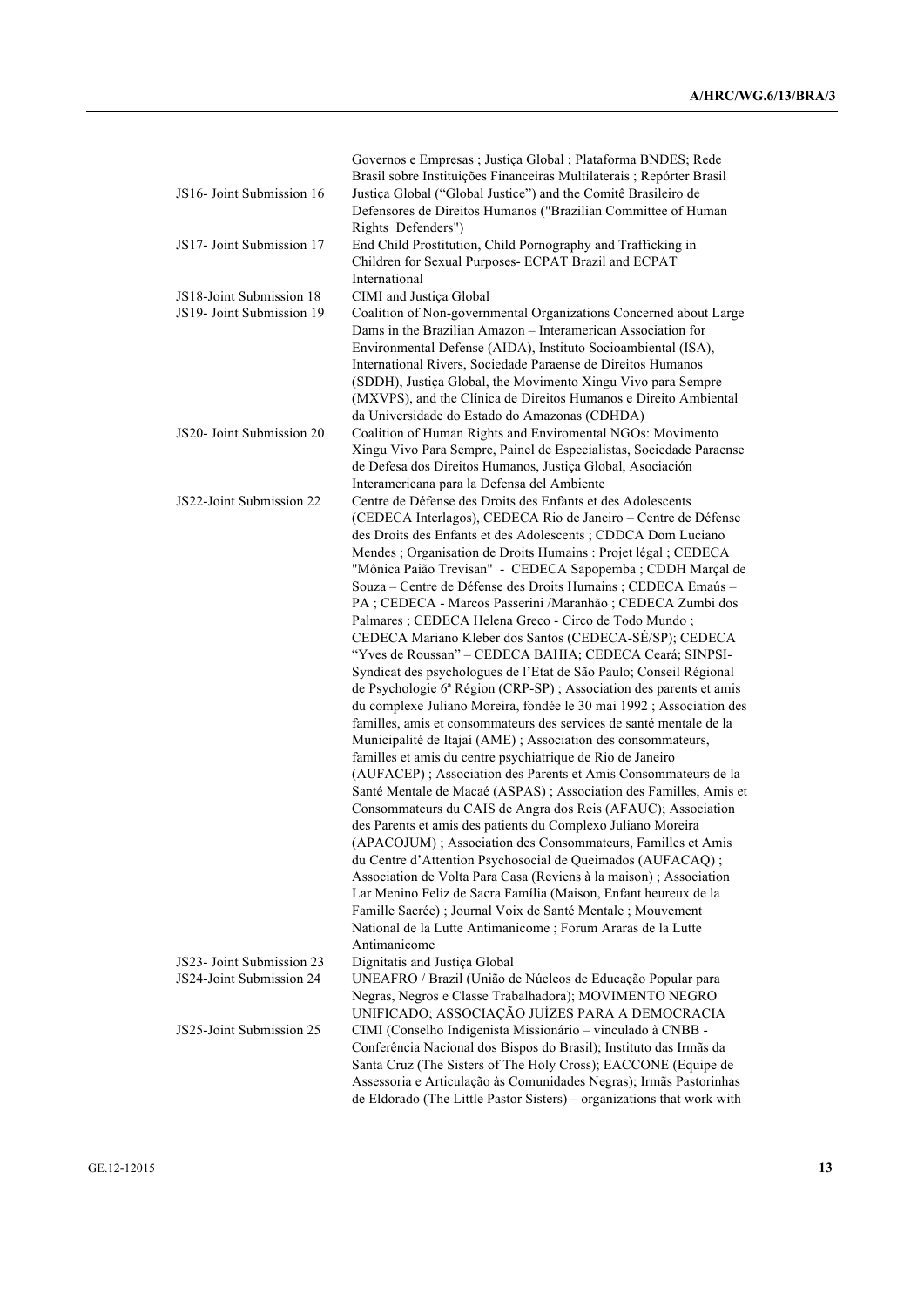| | |
|---|---|
| | Governos e Empresas ; Justiça Global ; Plataforma BNDES; Rede Brasil sobre Instituições Financeiras Multilaterais ; Repórter Brasil |
| JS16- Joint Submission 16 | Justiça Global ("Global Justice") and the Comitê Brasileiro de Defensores de Direitos Humanos ("Brazilian Committee of Human Rights Defenders") |
| JS17- Joint Submission 17 | End Child Prostitution, Child Pornography and Trafficking in Children for Sexual Purposes- ECPAT Brazil and ECPAT International |
| JS18-Joint Submission 18 | CIMI and Justiça Global |
| JS19- Joint Submission 19 | Coalition of Non-governmental Organizations Concerned about Large Dams in the Brazilian Amazon – Interamerican Association for Environmental Defense (AIDA), Instituto Socioambiental (ISA), International Rivers, Sociedade Paraense de Direitos Humanos (SDDH), Justiça Global, the Movimento Xingu Vivo para Sempre (MXVPS), and the Clínica de Direitos Humanos e Direito Ambiental da Universidade do Estado do Amazonas (CDHDA) |
| JS20- Joint Submission 20 | Coalition of Human Rights and Enviromental NGOs: Movimento Xingu Vivo Para Sempre, Painel de Especialistas, Sociedade Paraense de Defesa dos Direitos Humanos, Justiça Global, Asociación Interamericana para la Defensa del Ambiente |
| JS22-Joint Submission 22 | Centre de Défense des Droits des Enfants et des Adolescents (CEDECA Interlagos), CEDECA Rio de Janeiro – Centre de Défense des Droits des Enfants et des Adolescents ; CDDCA Dom Luciano Mendes ; Organisation de Droits Humains : Projet légal ; CEDECA "Mônica Paião Trevisan" - CEDECA Sapopemba ; CDDH Marçal de Souza – Centre de Défense des Droits Humains ; CEDECA Emaús – PA ; CEDECA - Marcos Passerini /Maranhão ; CEDECA Zumbi dos Palmares ; CEDECA Helena Greco - Circo de Todo Mundo ; CEDECA Mariano Kleber dos Santos (CEDECA-SÉ/SP); CEDECA "Yves de Roussan" – CEDECA BAHIA; CEDECA Ceará; SINPSI-Syndicat des psychologues de l'Etat de São Paulo; Conseil Régional de Psychologie 6ª Région (CRP-SP) ; Association des parents et amis du complexe Juliano Moreira, fondée le 30 mai 1992 ; Association des familles, amis et consommateurs des services de santé mentale de la Municipalité de Itajaí (AME) ; Association des consommateurs, familles et amis du centre psychiatrique de Rio de Janeiro (AUFACEP) ; Association des Parents et Amis Consommateurs de la Santé Mentale de Macaé (ASPAS) ; Association des Familles, Amis et Consommateurs du CAIS de Angra dos Reis (AFAUC); Association des Parents et amis des patients du Complexo Juliano Moreira (APACOJUM) ; Association des Consommateurs, Familles et Amis du Centre d'Attention Psychosocial de Queimados (AUFACAQ) ; Association de Volta Para Casa (Reviens à la maison) ; Association Lar Menino Feliz de Sacra Família (Maison, Enfant heureux de la Famille Sacrée) ; Journal Voix de Santé Mentale ; Mouvement National de la Lutte Antimanicome ; Forum Araras de la Lutte Antimanicome |
| JS23- Joint Submission 23 | Dignitatis and Justiça Global |
| JS24-Joint Submission 24 | UNEAFRO / Brazil (União de Núcleos de Educação Popular para Negras, Negros e Classe Trabalhadora); MOVIMENTO NEGRO UNIFICADO; ASSOCIAÇÃO JUÍZES PARA A DEMOCRACIA |
| JS25-Joint Submission 25 | CIMI (Conselho Indigenista Missionário – vinculado à CNBB - Conferência Nacional dos Bispos do Brasil); Instituto das Irmãs da Santa Cruz (The Sisters of The Holy Cross); EACCONE (Equipe de Assessoria e Articulação às Comunidades Negras); Irmãs Pastorinhas de Eldorado (The Little Pastor Sisters) – organizations that work with |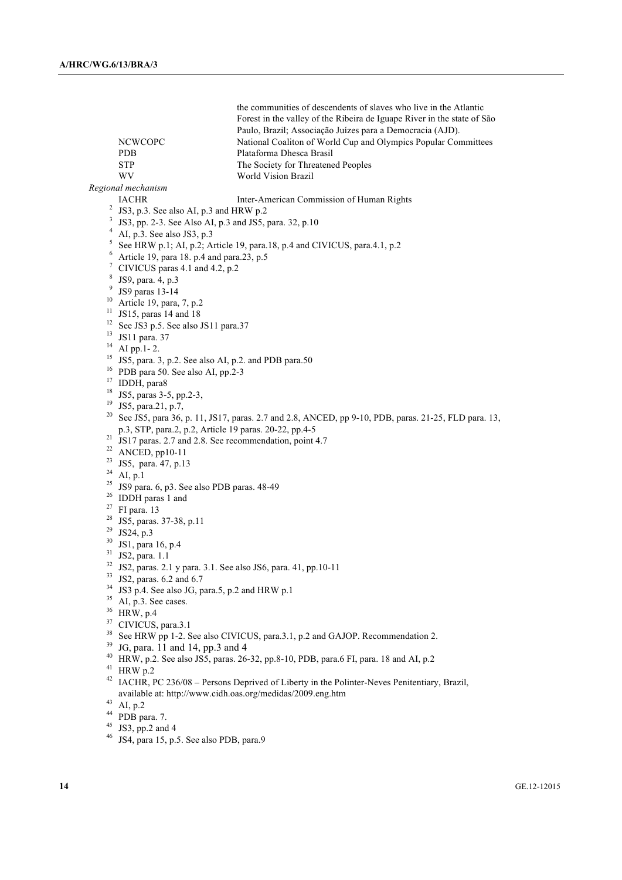| | |
|---|---|
| | the communities of descendents of slaves who live in the Atlantic Forest in the valley of the Ribeira de Iguape River in the state of São Paulo, Brazil; Associação Juízes para a Democracia (AJD). |
| NCWCOPC | National Coaliton of World Cup and Olympics Popular Committees |
| PDB | Plataforma Dhesca Brasil |
| STP | The Society for Threatened Peoples |
| WV | World Vision Brazil |

*Regional mechanism*

| | |
|---|---|
| IACHR | Inter-American Commission of Human Rights |

[2] JS3, p.3. See also AI, p.3 and HRW p.2
[3] JS3, pp. 2-3. See Also AI, p.3 and JS5, para. 32, p.10
[4] AI, p.3. See also JS3, p.3
[5] See HRW p.1; AI, p.2; Article 19, para.18, p.4 and CIVICUS, para.4.1, p.2
[6] Article 19, para 18. p.4 and para.23, p.5
[7] CIVICUS paras 4.1 and 4.2, p.2
[8] JS9, para. 4, p.3
[9] JS9 paras 13-14
[10] Article 19, para, 7, p.2
[11] JS15, paras 14 and 18
[12] See JS3 p.5. See also JS11 para.37
[13] JS11 para. 37
[14] AI pp.1- 2.
[15] JS5, para. 3, p.2. See also AI, p.2. and PDB para.50
[16] PDB para 50. See also AI, pp.2-3
[17] IDDH, para8
[18] JS5, paras 3-5, pp.2-3,
[19] JS5, para.21, p.7,
[20] See JS5, para 36, p. 11, JS17, paras. 2.7 and 2.8, ANCED, pp 9-10, PDB, paras. 21-25, FLD para. 13, p.3, STP, para.2, p.2, Article 19 paras. 20-22, pp.4-5
[21] JS17 paras. 2.7 and 2.8. See recommendation, point 4.7
[22] ANCED, pp10-11
[23] JS5, para. 47, p.13
[24] AI, p.1
[25] JS9 para. 6, p3. See also PDB paras. 48-49
[26] IDDH paras 1 and
[27] FI para. 13
[28] JS5, paras. 37-38, p.11
[29] JS24, p.3
[30] JS1, para 16, p.4
[31] JS2, para. 1.1
[32] JS2, paras. 2.1 y para. 3.1. See also JS6, para. 41, pp.10-11
[33] JS2, paras. 6.2 and 6.7
[34] JS3 p.4. See also JG, para.5, p.2 and HRW p.1
[35] AI, p.3. See cases.
[36] HRW, p.4
[37] CIVICUS, para.3.1
[38] See HRW pp 1-2. See also CIVICUS, para.3.1, p.2 and GAJOP. Recommendation 2.
[39] JG, para. 11 and 14, pp.3 and 4
[40] HRW, p.2. See also JS5, paras. 26-32, pp.8-10, PDB, para.6 FI, para. 18 and AI, p.2
[41] HRW p.2
[42] IACHR, PC 236/08 – Persons Deprived of Liberty in the Polinter-Neves Penitentiary, Brazil, available at: http://www.cidh.oas.org/medidas/2009.eng.htm
[43] AI, p.2
[44] PDB para. 7.
[45] JS3, pp.2 and 4
[46] JS4, para 15, p.5. See also PDB, para.9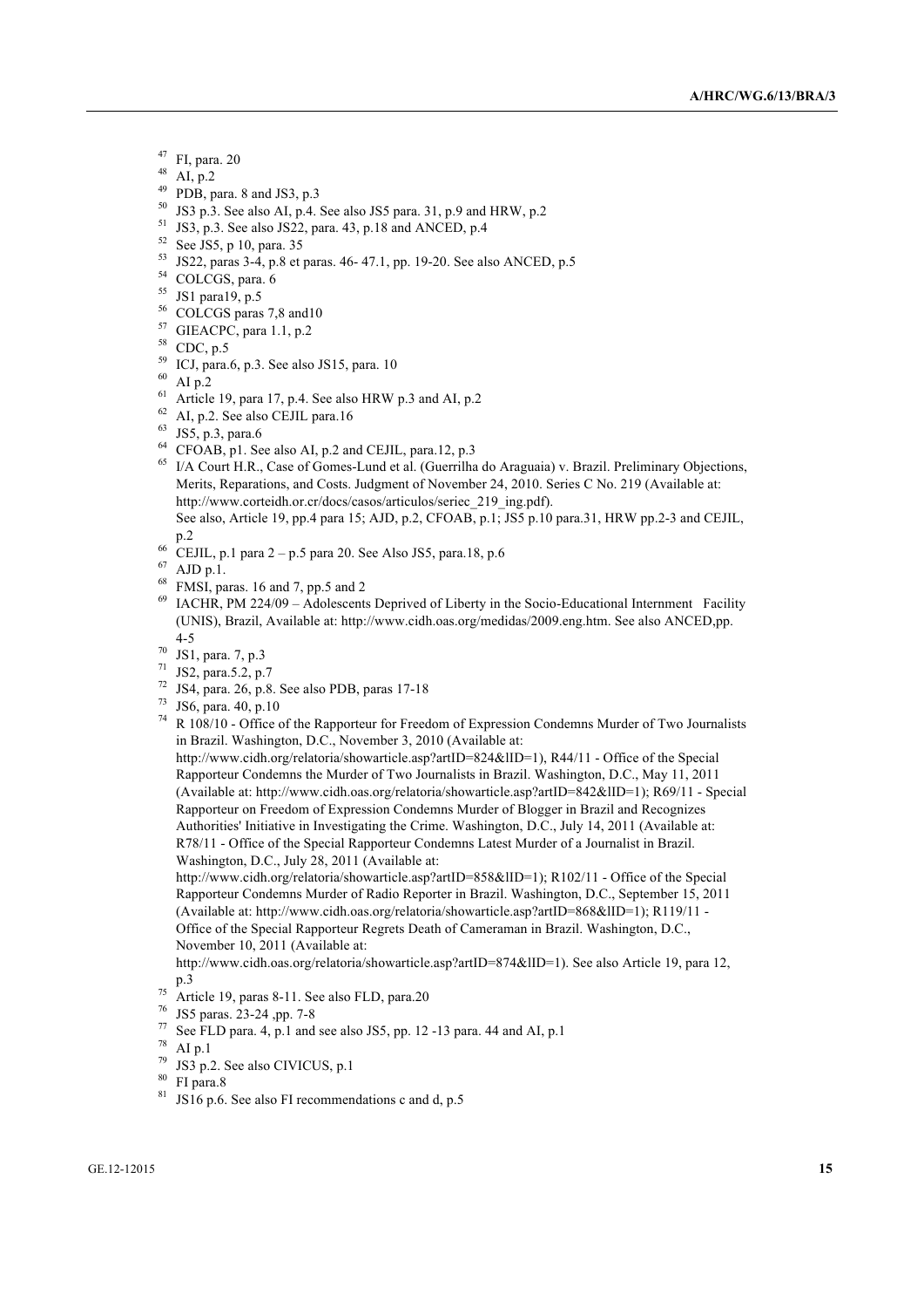[47] FI, para. 20

[48] AI, p.2

[49] PDB, para. 8 and JS3, p.3

[50] JS3 p.3. See also AI, p.4. See also JS5 para. 31, p.9 and HRW, p.2

[51] JS3, p.3. See also JS22, para. 43, p.18 and ANCED, p.4

[52] See JS5, p 10, para. 35

[53] JS22, paras 3-4, p.8 et paras. 46- 47.1, pp. 19-20. See also ANCED, p.5

[54] COLCGS, para. 6

[55] JS1 para19, p.5

[56] COLCGS paras 7,8 and10

[57] GIEACPC, para 1.1, p.2

[58] CDC, p.5

[59] ICJ, para.6, p.3. See also JS15, para. 10

[60] AI p.2

[61] Article 19, para 17, p.4. See also HRW p.3 and AI, p.2

[62] AI, p.2. See also CEJIL para.16

[63] JS5, p.3, para.6

[64] CFOAB, p1. See also AI, p.2 and CEJIL, para.12, p.3

[65] I/A Court H.R., Case of Gomes-Lund et al. (Guerrilha do Araguaia) v. Brazil. Preliminary Objections, Merits, Reparations, and Costs. Judgment of November 24, 2010. Series C No. 219 (Available at: http://www.corteidh.or.cr/docs/casos/articulos/seriec_219_ing.pdf).
See also, Article 19, pp.4 para 15; AJD, p.2, CFOAB, p.1; JS5 p.10 para.31, HRW pp.2-3 and CEJIL, p.2

[66] CEJIL, p.1 para 2 – p.5 para 20. See Also JS5, para.18, p.6

[67] AJD p.1.

[68] FMSI, paras. 16 and 7, pp.5 and 2

[69] IACHR, PM 224/09 – Adolescents Deprived of Liberty in the Socio-Educational Internment Facility (UNIS), Brazil, Available at: http://www.cidh.oas.org/medidas/2009.eng.htm. See also ANCED,pp. 4-5

[70] JS1, para. 7, p.3

[71] JS2, para.5.2, p.7

[72] JS4, para. 26, p.8. See also PDB, paras 17-18

[73] JS6, para. 40, p.10

[74] R 108/10 - Office of the Rapporteur for Freedom of Expression Condemns Murder of Two Journalists in Brazil. Washington, D.C., November 3, 2010 (Available at: http://www.cidh.org/relatoria/showarticle.asp?artID=824&lID=1), R44/11 - Office of the Special Rapporteur Condemns the Murder of Two Journalists in Brazil. Washington, D.C., May 11, 2011 (Available at: http://www.cidh.oas.org/relatoria/showarticle.asp?artID=842&lID=1); R69/11 - Special Rapporteur on Freedom of Expression Condemns Murder of Blogger in Brazil and Recognizes Authorities' Initiative in Investigating the Crime. Washington, D.C., July 14, 2011 (Available at: R78/11 - Office of the Special Rapporteur Condemns Latest Murder of a Journalist in Brazil. Washington, D.C., July 28, 2011 (Available at: http://www.cidh.org/relatoria/showarticle.asp?artID=858&lID=1); R102/11 - Office of the Special Rapporteur Condemns Murder of Radio Reporter in Brazil. Washington, D.C., September 15, 2011 (Available at: http://www.cidh.oas.org/relatoria/showarticle.asp?artID=868&lID=1); R119/11 - Office of the Special Rapporteur Regrets Death of Cameraman in Brazil. Washington, D.C., November 10, 2011 (Available at: http://www.cidh.oas.org/relatoria/showarticle.asp?artID=874&lID=1). See also Article 19, para 12, p.3

[75] Article 19, paras 8-11. See also FLD, para.20

[76] JS5 paras. 23-24 ,pp. 7-8

[77] See FLD para. 4, p.1 and see also JS5, pp. 12 -13 para. 44 and AI, p.1

[78] AI p.1

[79] JS3 p.2. See also CIVICUS, p.1

[80] FI para.8

[81] JS16 p.6. See also FI recommendations c and d, p.5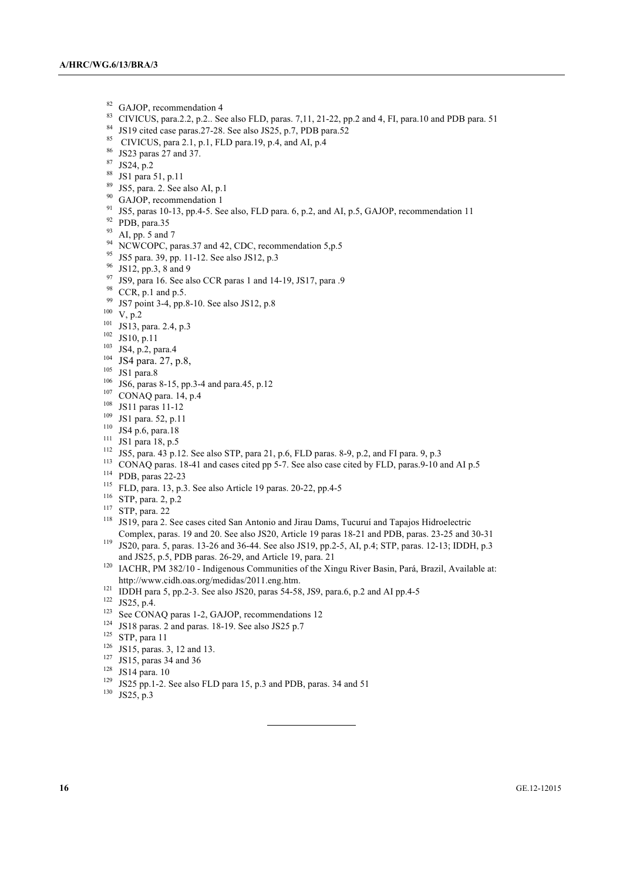[82] GAJOP, recommendation 4

[83] CIVICUS, para.2.2, p.2.. See also FLD, paras. 7,11, 21-22, pp.2 and 4, FI, para.10 and PDB para. 51

[84] JS19 cited case paras.27-28. See also JS25, p.7, PDB para.52

[85] CIVICUS, para 2.1, p.1, FLD para.19, p.4, and AI, p.4

[86] JS23 paras 27 and 37.

[87] JS24, p.2

[88] JS1 para 51, p.11

[89] JS5, para. 2. See also AI, p.1

[90] GAJOP, recommendation 1

[91] JS5, paras 10-13, pp.4-5. See also, FLD para. 6, p.2, and AI, p.5, GAJOP, recommendation 11

[92] PDB, para.35

[93] AI, pp. 5 and 7

[94] NCWCOPC, paras.37 and 42, CDC, recommendation 5,p.5

[95] JS5 para. 39, pp. 11-12. See also JS12, p.3

[96] JS12, pp.3, 8 and 9

[97] JS9, para 16. See also CCR paras 1 and 14-19, JS17, para .9

[98] CCR, p.1 and p.5.

[99] JS7 point 3-4, pp.8-10. See also JS12, p.8

[100] V, p.2

[101] JS13, para. 2.4, p.3

[102] JS10, p.11

[103] JS4, p.2, para.4

[104] JS4 para. 27, p.8,

[105] JS1 para.8

[106] JS6, paras 8-15, pp.3-4 and para.45, p.12

[107] CONAQ para. 14, p.4

[108] JS11 paras 11-12

[109] JS1 para. 52, p.11

[110] JS4 p.6, para.18

[111] JS1 para 18, p.5

[112] JS5, para. 43 p.12. See also STP, para 21, p.6, FLD paras. 8-9, p.2, and FI para. 9, p.3

[113] CONAQ paras. 18-41 and cases cited pp 5-7. See also case cited by FLD, paras.9-10 and AI p.5

[114] PDB, paras 22-23

[115] FLD, para. 13, p.3. See also Article 19 paras. 20-22, pp.4-5

[116] STP, para. 2, p.2

[117] STP, para. 22

[118] JS19, para 2. See cases cited San Antonio and Jirau Dams, Tucuruí and Tapajos Hidroelectric Complex, paras. 19 and 20. See also JS20, Article 19 paras 18-21 and PDB, paras. 23-25 and 30-31

[119] JS20, para. 5, paras. 13-26 and 36-44. See also JS19, pp.2-5, AI, p.4; STP, paras. 12-13; IDDH, p.3 and JS25, p.5, PDB paras. 26-29, and Article 19, para. 21

[120] IACHR, PM 382/10 - Indigenous Communities of the Xingu River Basin, Pará, Brazil, Available at: http://www.cidh.oas.org/medidas/2011.eng.htm.

[121] IDDH para 5, pp.2-3. See also JS20, paras 54-58, JS9, para.6, p.2 and AI pp.4-5

[122] JS25, p.4.

[123] See CONAQ paras 1-2, GAJOP, recommendations 12

[124] JS18 paras. 2 and paras. 18-19. See also JS25 p.7

[125] STP, para 11

[126] JS15, paras. 3, 12 and 13.

[127] JS15, paras 34 and 36

[128] JS14 para. 10

[129] JS25 pp.1-2. See also FLD para 15, p.3 and PDB, paras. 34 and 51

[130] JS25, p.3